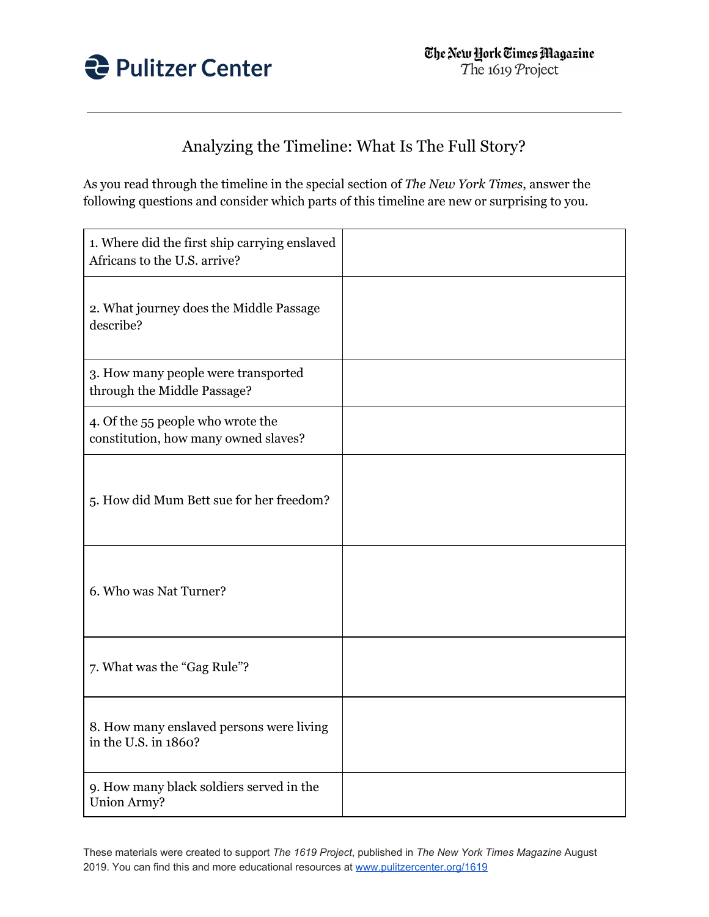Pulitzer Center

The New York Times Magazine
*The 1619 Project*

# Analyzing the Timeline: What Is The Full Story?

As you read through the timeline in the special section of *The New York Times*, answer the following questions and consider which parts of this timeline are new or surprising to you.

| | |
|---|---|
| 1. Where did the first ship carrying enslaved Africans to the U.S. arrive? | |
| 2. What journey does the Middle Passage describe? | |
| 3. How many people were transported through the Middle Passage? | |
| 4. Of the 55 people who wrote the constitution, how many owned slaves? | |
| 5. How did Mum Bett sue for her freedom? | |
| 6. Who was Nat Turner? | |
| 7. What was the "Gag Rule"? | |
| 8. How many enslaved persons were living in the U.S. in 1860? | |
| 9. How many black soldiers served in the Union Army? | |

These materials were created to support *The 1619 Project*, published in *The New York Times Magazine* August 2019. You can find this and more educational resources at www.pulitzercenter.org/1619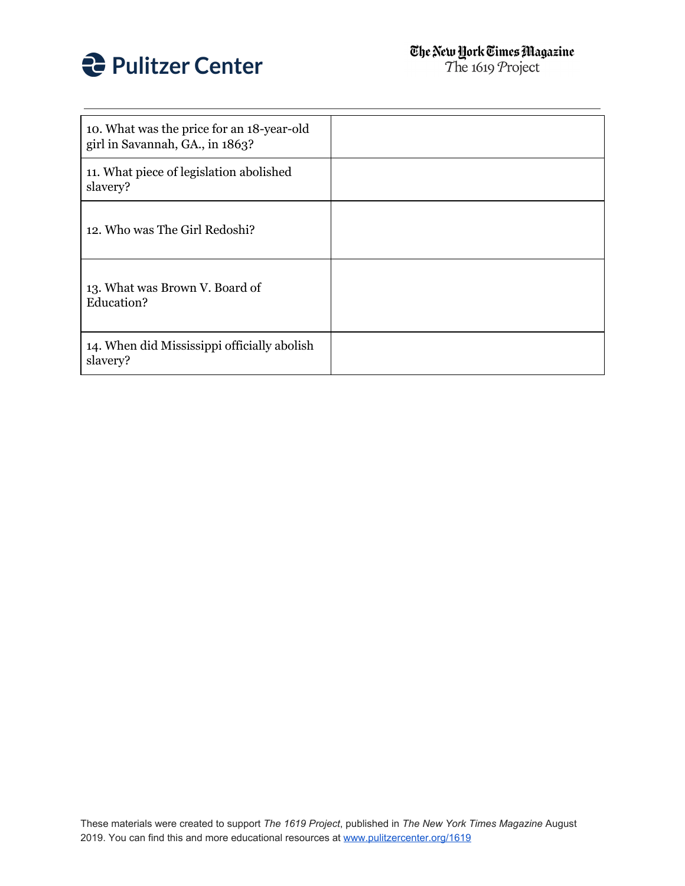| | |
|---|---|
| 10. What was the price for an 18-year-old girl in Savannah, GA., in 1863? | |
| 11. What piece of legislation abolished slavery? | |
| 12. Who was The Girl Redoshi? | |
| 13. What was Brown V. Board of Education? | |
| 14. When did Mississippi officially abolish slavery? | |

These materials were created to support *The 1619 Project*, published in *The New York Times Magazine* August 2019. You can find this and more educational resources at www.pulitzercenter.org/1619